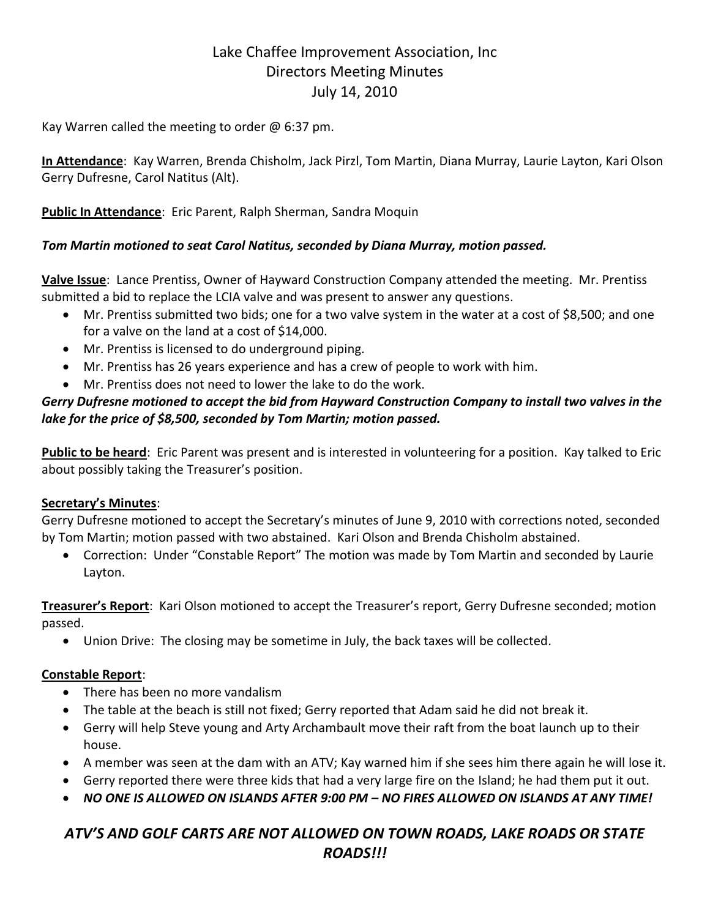# Lake Chaffee Improvement Association, Inc
## Directors Meeting Minutes
### July 14, 2010

Kay Warren called the meeting to order @ 6:37 pm.

**In Attendance**: Kay Warren, Brenda Chisholm, Jack Pirzl, Tom Martin, Diana Murray, Laurie Layton, Kari Olson Gerry Dufresne, Carol Natitus (Alt).

**Public In Attendance**: Eric Parent, Ralph Sherman, Sandra Moquin

***Tom Martin motioned to seat Carol Natitus, seconded by Diana Murray, motion passed.***

**Valve Issue**: Lance Prentiss, Owner of Hayward Construction Company attended the meeting. Mr. Prentiss submitted a bid to replace the LCIA valve and was present to answer any questions.

- Mr. Prentiss submitted two bids; one for a two valve system in the water at a cost of $8,500; and one for a valve on the land at a cost of $14,000.
- Mr. Prentiss is licensed to do underground piping.
- Mr. Prentiss has 26 years experience and has a crew of people to work with him.
- Mr. Prentiss does not need to lower the lake to do the work.

***Gerry Dufresne motioned to accept the bid from Hayward Construction Company to install two valves in the lake for the price of $8,500, seconded by Tom Martin; motion passed.***

**Public to be heard**: Eric Parent was present and is interested in volunteering for a position. Kay talked to Eric about possibly taking the Treasurer's position.

**Secretary's Minutes**:
Gerry Dufresne motioned to accept the Secretary's minutes of June 9, 2010 with corrections noted, seconded by Tom Martin; motion passed with two abstained. Kari Olson and Brenda Chisholm abstained.

- Correction: Under "Constable Report" The motion was made by Tom Martin and seconded by Laurie Layton.

**Treasurer's Report**: Kari Olson motioned to accept the Treasurer's report, Gerry Dufresne seconded; motion passed.

- Union Drive: The closing may be sometime in July, the back taxes will be collected.

**Constable Report**:

- There has been no more vandalism
- The table at the beach is still not fixed; Gerry reported that Adam said he did not break it.
- Gerry will help Steve young and Arty Archambault move their raft from the boat launch up to their house.
- A member was seen at the dam with an ATV; Kay warned him if she sees him there again he will lose it.
- Gerry reported there were three kids that had a very large fire on the Island; he had them put it out.
- ***NO ONE IS ALLOWED ON ISLANDS AFTER 9:00 PM – NO FIRES ALLOWED ON ISLANDS AT ANY TIME!***

***ATV'S AND GOLF CARTS ARE NOT ALLOWED ON TOWN ROADS, LAKE ROADS OR STATE ROADS!!!***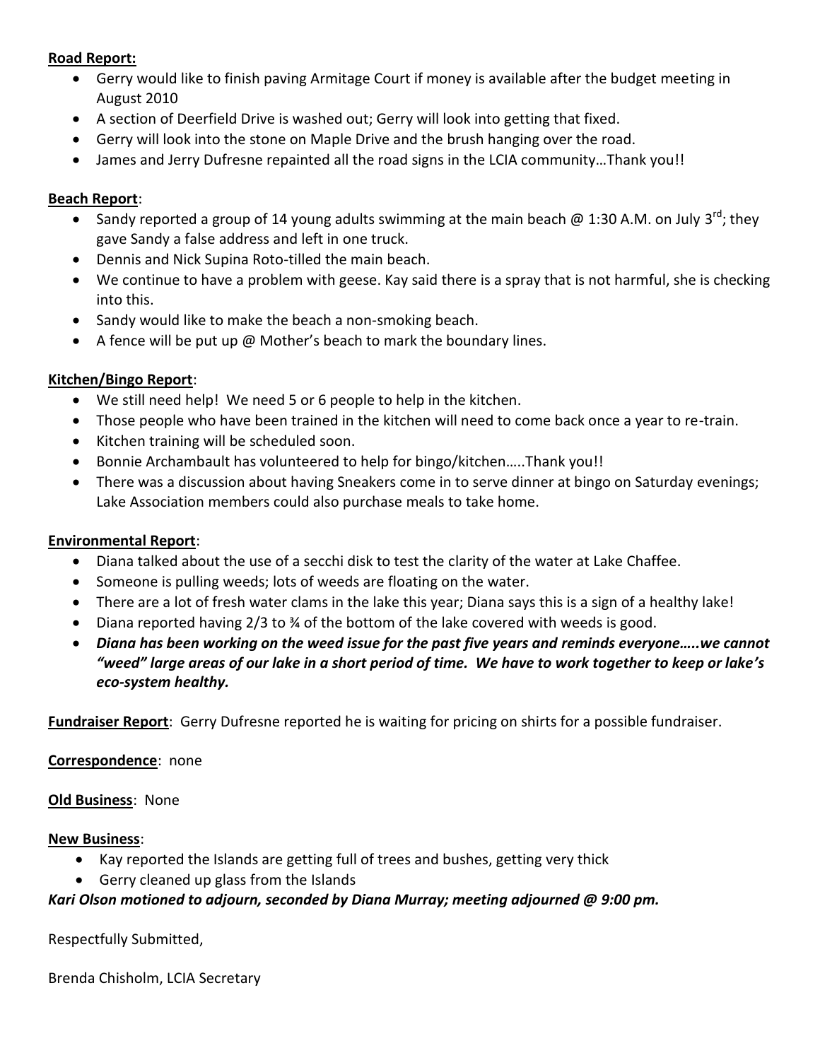**Road Report:**

- Gerry would like to finish paving Armitage Court if money is available after the budget meeting in August 2010
- A section of Deerfield Drive is washed out; Gerry will look into getting that fixed.
- Gerry will look into the stone on Maple Drive and the brush hanging over the road.
- James and Jerry Dufresne repainted all the road signs in the LCIA community…Thank you!!

**Beach Report**:

- Sandy reported a group of 14 young adults swimming at the main beach @ 1:30 A.M. on July 3rd; they gave Sandy a false address and left in one truck.
- Dennis and Nick Supina Roto-tilled the main beach.
- We continue to have a problem with geese. Kay said there is a spray that is not harmful, she is checking into this.
- Sandy would like to make the beach a non-smoking beach.
- A fence will be put up @ Mother's beach to mark the boundary lines.

**Kitchen/Bingo Report**:

- We still need help! We need 5 or 6 people to help in the kitchen.
- Those people who have been trained in the kitchen will need to come back once a year to re-train.
- Kitchen training will be scheduled soon.
- Bonnie Archambault has volunteered to help for bingo/kitchen…..Thank you!!
- There was a discussion about having Sneakers come in to serve dinner at bingo on Saturday evenings; Lake Association members could also purchase meals to take home.

**Environmental Report**:

- Diana talked about the use of a secchi disk to test the clarity of the water at Lake Chaffee.
- Someone is pulling weeds; lots of weeds are floating on the water.
- There are a lot of fresh water clams in the lake this year; Diana says this is a sign of a healthy lake!
- Diana reported having 2/3 to ¾ of the bottom of the lake covered with weeds is good.
- ***Diana has been working on the weed issue for the past five years and reminds everyone…..we cannot "weed" large areas of our lake in a short period of time. We have to work together to keep or lake's eco-system healthy.***

**Fundraiser Report**: Gerry Dufresne reported he is waiting for pricing on shirts for a possible fundraiser.

**Correspondence**: none

**Old Business**: None

**New Business**:

- Kay reported the Islands are getting full of trees and bushes, getting very thick
- Gerry cleaned up glass from the Islands

***Kari Olson motioned to adjourn, seconded by Diana Murray; meeting adjourned @ 9:00 pm.***

Respectfully Submitted,

Brenda Chisholm, LCIA Secretary